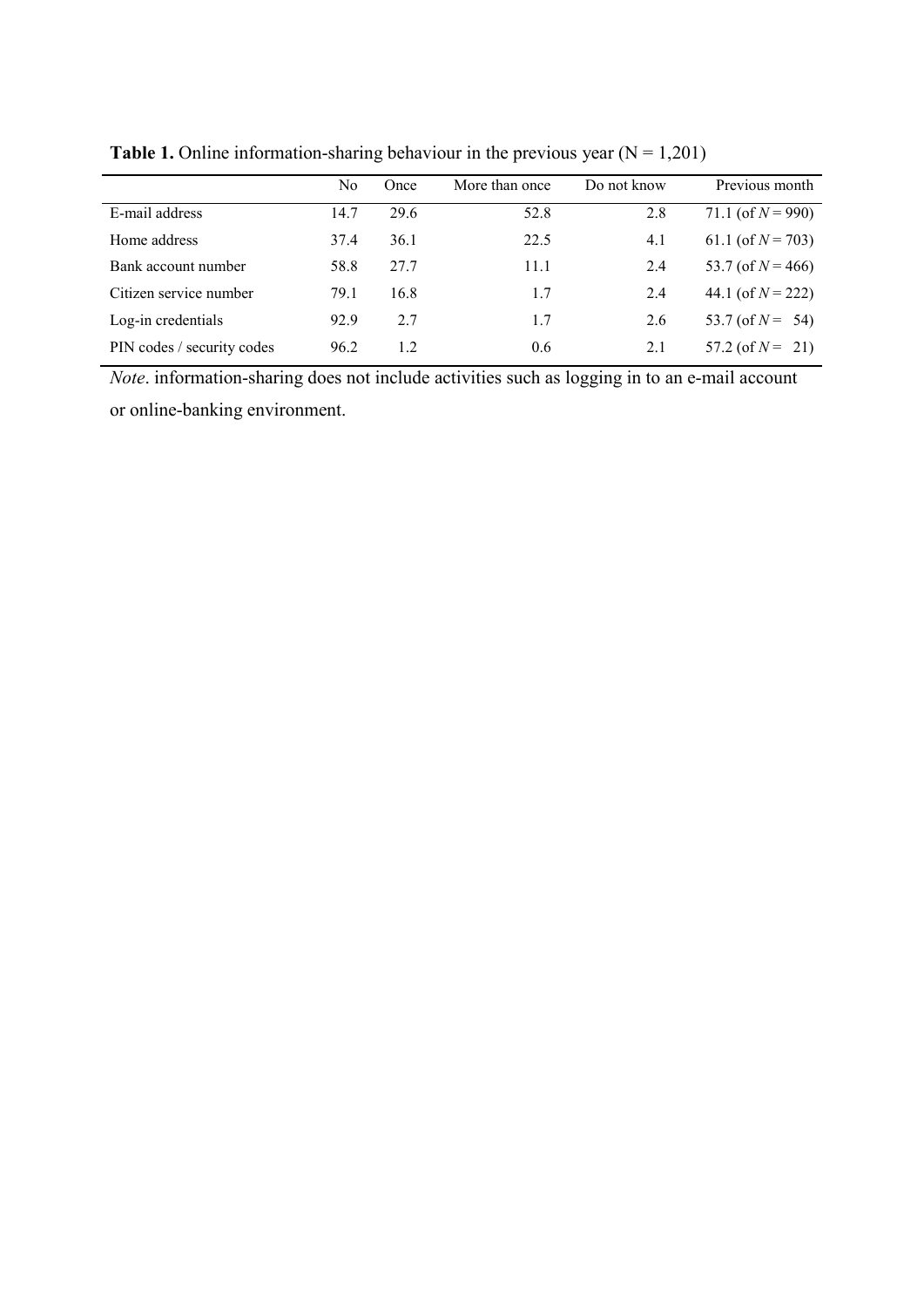**Table 1.** Online information-sharing behaviour in the previous year (N = 1,201)

| | No | Once | More than once | Do not know | Previous month |
|---|---|---|---|---|---|
| E-mail address | 14.7 | 29.6 | 52.8 | 2.8 | 71.1 (of $N$ = 990) |
| Home address | 37.4 | 36.1 | 22.5 | 4.1 | 61.1 (of $N$ = 703) |
| Bank account number | 58.8 | 27.7 | 11.1 | 2.4 | 53.7 (of $N$ = 466) |
| Citizen service number | 79.1 | 16.8 | 1.7 | 2.4 | 44.1 (of $N$ = 222) |
| Log-in credentials | 92.9 | 2.7 | 1.7 | 2.6 | 53.7 (of $N$ = 54) |
| PIN codes / security codes | 96.2 | 1.2 | 0.6 | 2.1 | 57.2 (of $N$ = 21) |

*Note*. information-sharing does not include activities such as logging in to an e-mail account or online-banking environment.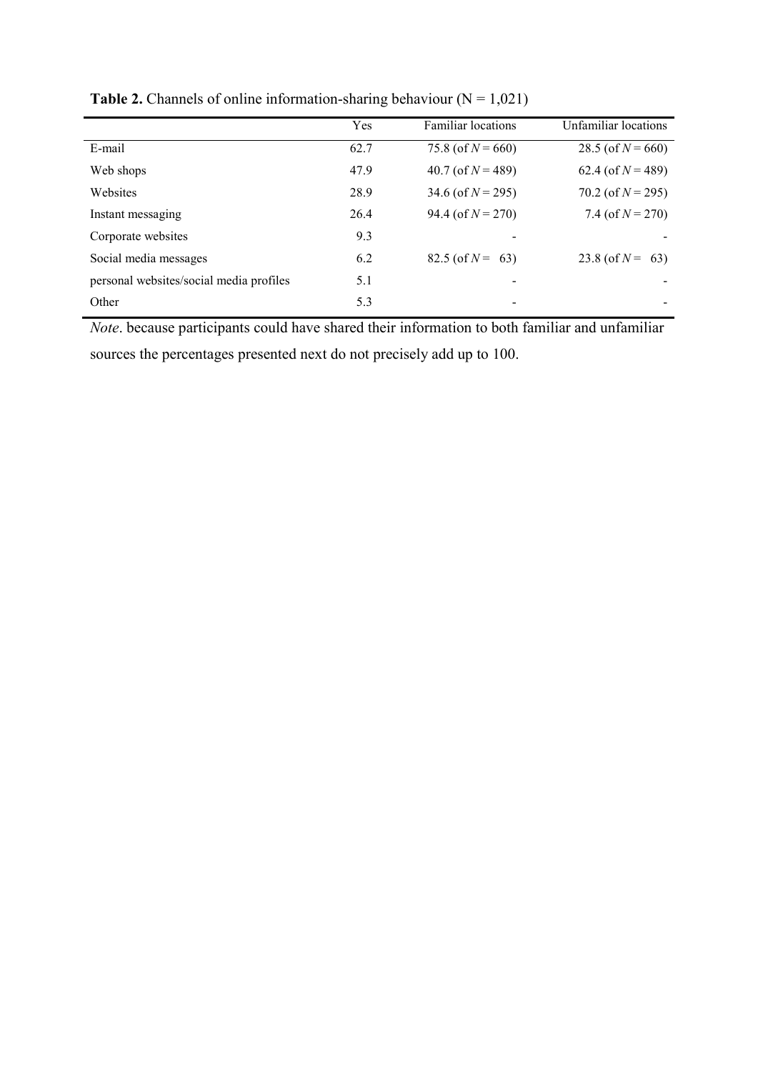**Table 2.** Channels of online information-sharing behaviour (N = 1,021)

| | Yes | Familiar locations | Unfamiliar locations |
|---|---|---|---|
| E-mail | 62.7 | 75.8 (of $N = 660$) | 28.5 (of $N = 660$) |
| Web shops | 47.9 | 40.7 (of $N = 489$) | 62.4 (of $N = 489$) |
| Websites | 28.9 | 34.6 (of $N = 295$) | 70.2 (of $N = 295$) |
| Instant messaging | 26.4 | 94.4 (of $N = 270$) | 7.4 (of $N = 270$) |
| Corporate websites | 9.3 | - | - |
| Social media messages | 6.2 | 82.5 (of $N = 63$) | 23.8 (of $N = 63$) |
| personal websites/social media profiles | 5.1 | - | - |
| Other | 5.3 | - | - |

*Note*. because participants could have shared their information to both familiar and unfamiliar sources the percentages presented next do not precisely add up to 100.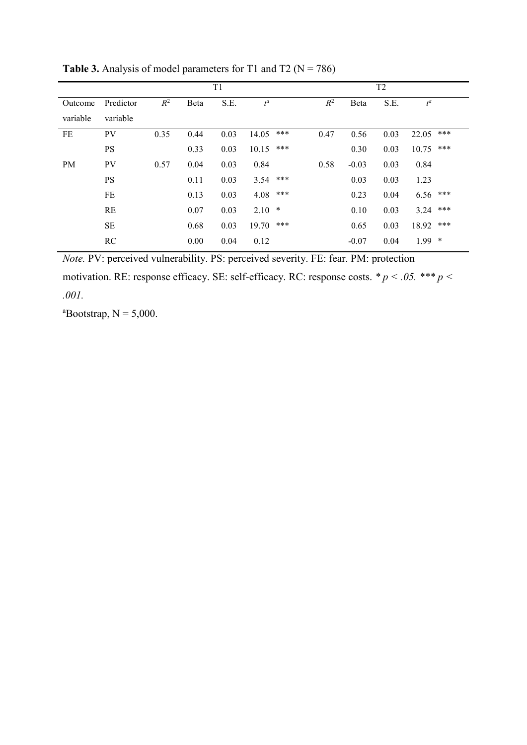**Table 3.** Analysis of model parameters for T1 and T2 (N = 786)

| | | T1 | | | | | T2 | | | | |
|---|---|---|---|---|---|---|---|---|---|---|---|
| Outcome variable | Predictor variable | $R^2$ | Beta | S.E. | $t^a$ | | $R^2$ | Beta | S.E. | $t^a$ | |
| FE | PV | 0.35 | 0.44 | 0.03 | 14.05 | *** | 0.47 | 0.56 | 0.03 | 22.05 | *** |
| | PS | | 0.33 | 0.03 | 10.15 | *** | | 0.30 | 0.03 | 10.75 | *** |
| PM | PV | 0.57 | 0.04 | 0.03 | 0.84 | | 0.58 | -0.03 | 0.03 | 0.84 | |
| | PS | | 0.11 | 0.03 | 3.54 | *** | | 0.03 | 0.03 | 1.23 | |
| | FE | | 0.13 | 0.03 | 4.08 | *** | | 0.23 | 0.04 | 6.56 | *** |
| | RE | | 0.07 | 0.03 | 2.10 | * | | 0.10 | 0.03 | 3.24 | *** |
| | SE | | 0.68 | 0.03 | 19.70 | *** | | 0.65 | 0.03 | 18.92 | *** |
| | RC | | 0.00 | 0.04 | 0.12 | | | -0.07 | 0.04 | 1.99 | * |

*Note.* PV: perceived vulnerability. PS: perceived severity. FE: fear. PM: protection motivation. RE: response efficacy. SE: self-efficacy. RC: response costs. * $p < .05$. *** $p < .001$.

[a]Bootstrap, N = 5,000.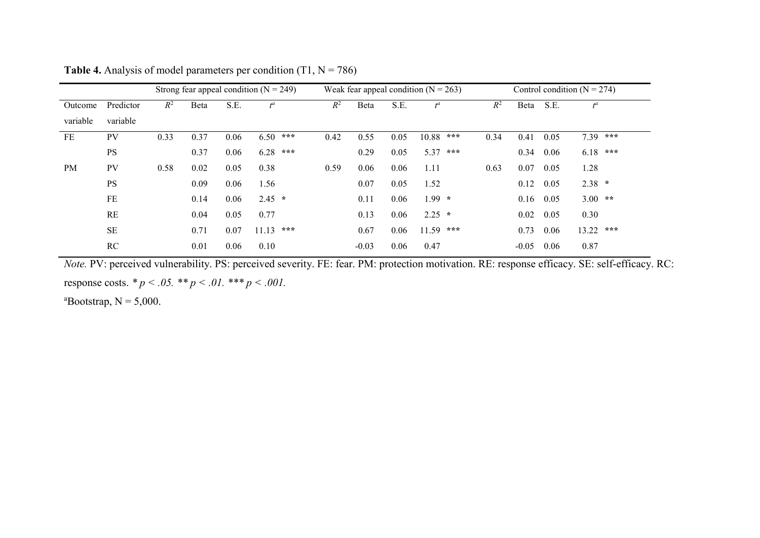**Table 4.** Analysis of model parameters per condition (T1, N = 786)

| | | Strong fear appeal condition (N = 249) | | | | Weak fear appeal condition (N = 263) | | | | Control condition (N = 274) | | | |
|---|---|---|---|---|---|---|---|---|---|---|---|---|---|
| Outcome variable | Predictor variable | $R^2$ | Beta | S.E. | $t^a$ | $R^2$ | Beta | S.E. | $t^a$ | $R^2$ | Beta | S.E. | $t^a$ |
| FE | PV | 0.33 | 0.37 | 0.06 | 6.50 *** | 0.42 | 0.55 | 0.05 | 10.88 *** | 0.34 | 0.41 | 0.05 | 7.39 *** |
| | PS | | 0.37 | 0.06 | 6.28 *** | | 0.29 | 0.05 | 5.37 *** | | 0.34 | 0.06 | 6.18 *** |
| PM | PV | 0.58 | 0.02 | 0.05 | 0.38 | 0.59 | 0.06 | 0.06 | 1.11 | 0.63 | 0.07 | 0.05 | 1.28 |
| | PS | | 0.09 | 0.06 | 1.56 | | 0.07 | 0.05 | 1.52 | | 0.12 | 0.05 | 2.38 * |
| | FE | | 0.14 | 0.06 | 2.45 * | | 0.11 | 0.06 | 1.99 * | | 0.16 | 0.05 | 3.00 ** |
| | RE | | 0.04 | 0.05 | 0.77 | | 0.13 | 0.06 | 2.25 * | | 0.02 | 0.05 | 0.30 |
| | SE | | 0.71 | 0.07 | 11.13 *** | | 0.67 | 0.06 | 11.59 *** | | 0.73 | 0.06 | 13.22 *** |
| | RC | | 0.01 | 0.06 | 0.10 | | -0.03 | 0.06 | 0.47 | | -0.05 | 0.06 | 0.87 |

*Note.* PV: perceived vulnerability. PS: perceived severity. FE: fear. PM: protection motivation. RE: response efficacy. SE: self-efficacy. RC: response costs. * $p < .05$. ** $p < .01$. *** $p < .001$.

[a]Bootstrap, N = 5,000.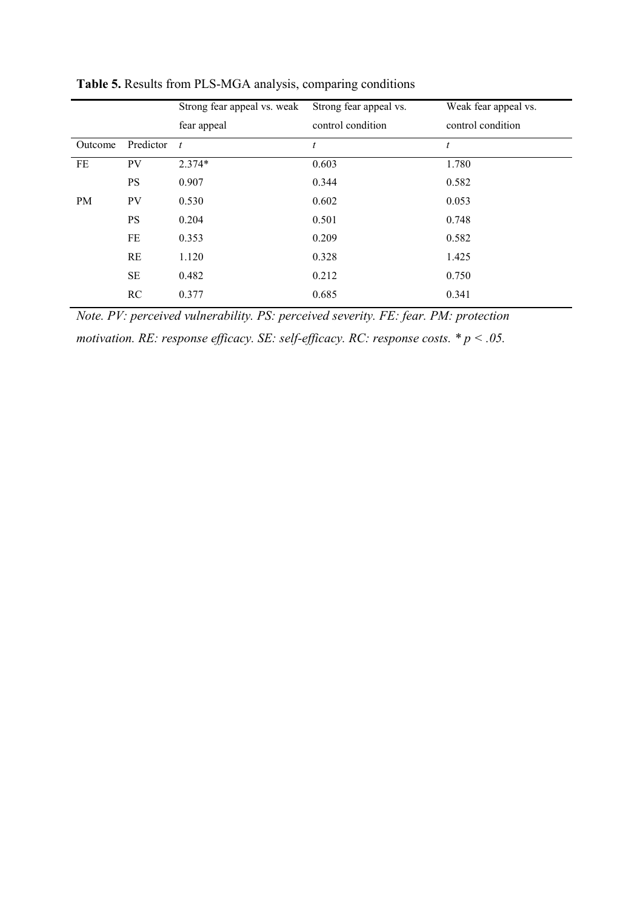**Table 5.** Results from PLS-MGA analysis, comparing conditions

| | | Strong fear appeal vs. weak fear appeal | Strong fear appeal vs. control condition | Weak fear appeal vs. control condition |
|---|---|---|---|---|
| Outcome | Predictor | *t* | *t* | *t* |
| FE | PV | 2.374* | 0.603 | 1.780 |
| | PS | 0.907 | 0.344 | 0.582 |
| PM | PV | 0.530 | 0.602 | 0.053 |
| | PS | 0.204 | 0.501 | 0.748 |
| | FE | 0.353 | 0.209 | 0.582 |
| | RE | 1.120 | 0.328 | 1.425 |
| | SE | 0.482 | 0.212 | 0.750 |
| | RC | 0.377 | 0.685 | 0.341 |

*Note. PV: perceived vulnerability. PS: perceived severity. FE: fear. PM: protection motivation. RE: response efficacy. SE: self-efficacy. RC: response costs.* * $p < .05$.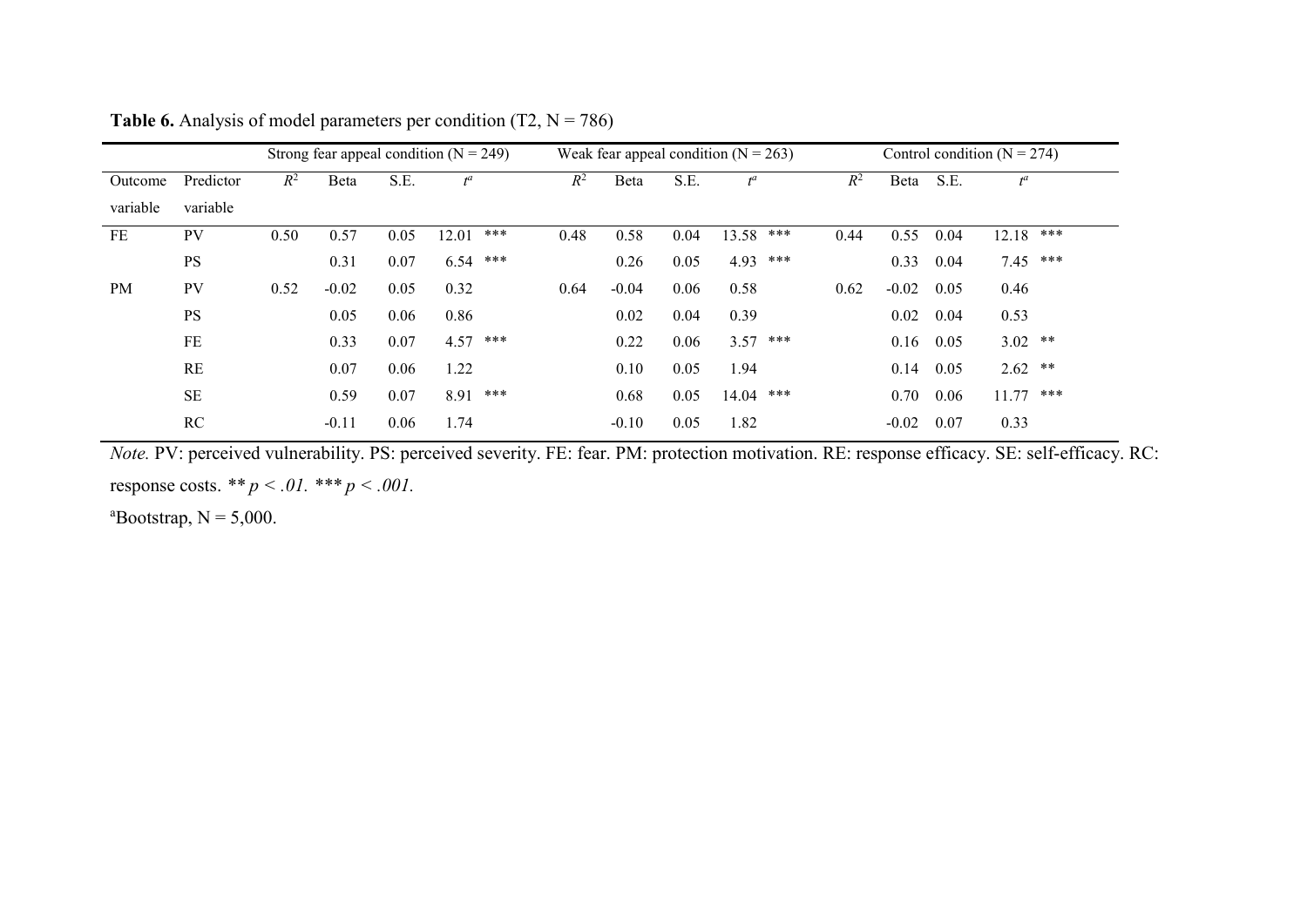**Table 6.** Analysis of model parameters per condition (T2, N = 786)

| | | Strong fear appeal condition (N = 249) | | | | | Weak fear appeal condition (N = 263) | | | | | Control condition (N = 274) | | | | |
|---|---|---|---|---|---|---|---|---|---|---|---|---|---|---|---|---|
| Outcome variable | Predictor variable | $R^2$ | Beta | S.E. | $t^a$ | | $R^2$ | Beta | S.E. | $t^a$ | | $R^2$ | Beta | S.E. | $t^a$ | |
| FE | PV | 0.50 | 0.57 | 0.05 | 12.01 | *** | 0.48 | 0.58 | 0.04 | 13.58 | *** | 0.44 | 0.55 | 0.04 | 12.18 | *** |
| | PS | | 0.31 | 0.07 | 6.54 | *** | | 0.26 | 0.05 | 4.93 | *** | | 0.33 | 0.04 | 7.45 | *** |
| PM | PV | 0.52 | -0.02 | 0.05 | 0.32 | | 0.64 | -0.04 | 0.06 | 0.58 | | 0.62 | -0.02 | 0.05 | 0.46 | |
| | PS | | 0.05 | 0.06 | 0.86 | | | 0.02 | 0.04 | 0.39 | | | 0.02 | 0.04 | 0.53 | |
| | FE | | 0.33 | 0.07 | 4.57 | *** | | 0.22 | 0.06 | 3.57 | *** | | 0.16 | 0.05 | 3.02 | ** |
| | RE | | 0.07 | 0.06 | 1.22 | | | 0.10 | 0.05 | 1.94 | | | 0.14 | 0.05 | 2.62 | ** |
| | SE | | 0.59 | 0.07 | 8.91 | *** | | 0.68 | 0.05 | 14.04 | *** | | 0.70 | 0.06 | 11.77 | *** |
| | RC | | -0.11 | 0.06 | 1.74 | | | -0.10 | 0.05 | 1.82 | | | -0.02 | 0.07 | 0.33 | |

*Note.* PV: perceived vulnerability. PS: perceived severity. FE: fear. PM: protection motivation. RE: response efficacy. SE: self-efficacy. RC: response costs. ** $p < .01$. *** $p < .001$.

[a]Bootstrap, N = 5,000.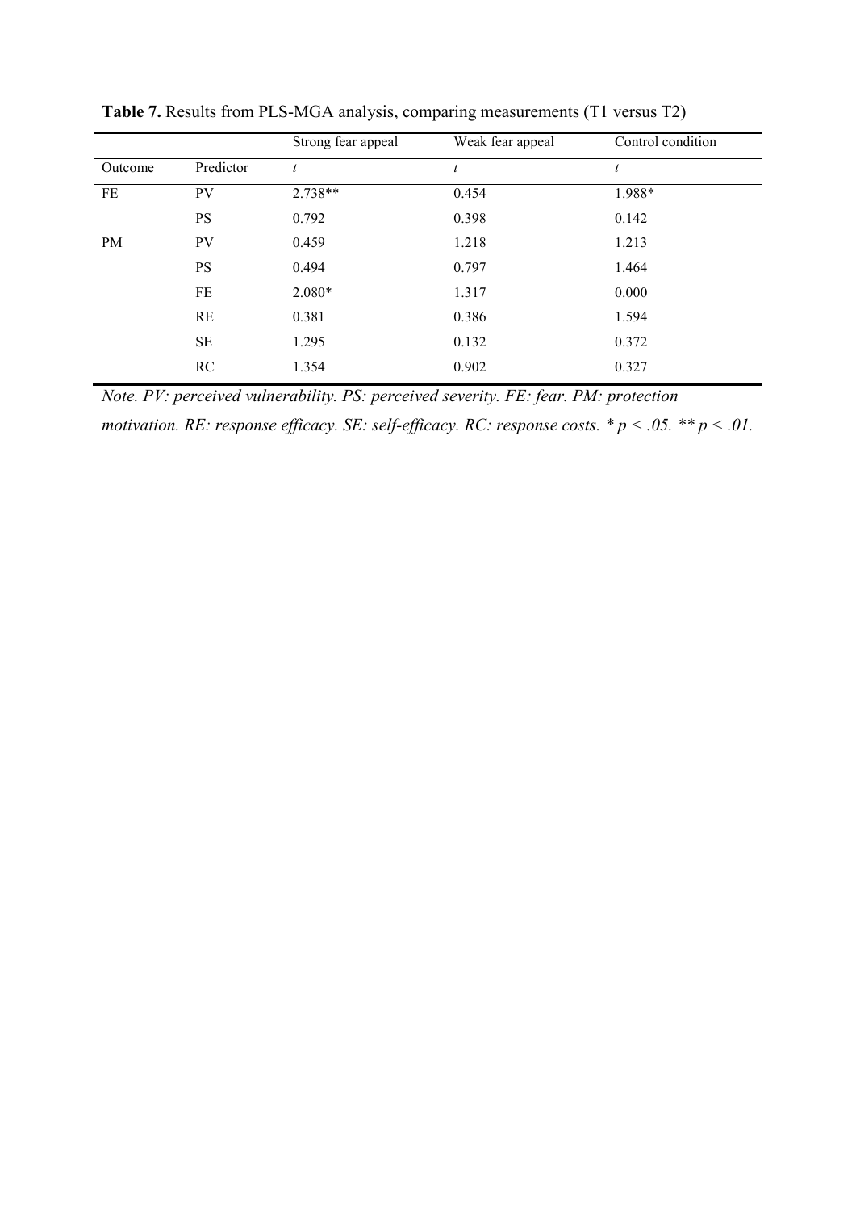**Table 7.** Results from PLS-MGA analysis, comparing measurements (T1 versus T2)

| | | Strong fear appeal | Weak fear appeal | Control condition |
|---|---|---|---|---|
| Outcome | Predictor | *t* | *t* | *t* |
| FE | PV | 2.738** | 0.454 | 1.988* |
| | PS | 0.792 | 0.398 | 0.142 |
| PM | PV | 0.459 | 1.218 | 1.213 |
| | PS | 0.494 | 0.797 | 1.464 |
| | FE | 2.080* | 1.317 | 0.000 |
| | RE | 0.381 | 0.386 | 1.594 |
| | SE | 1.295 | 0.132 | 0.372 |
| | RC | 1.354 | 0.902 | 0.327 |

*Note. PV: perceived vulnerability. PS: perceived severity. FE: fear. PM: protection motivation. RE: response efficacy. SE: self-efficacy. RC: response costs.* * $p < .05$. ** $p < .01$.